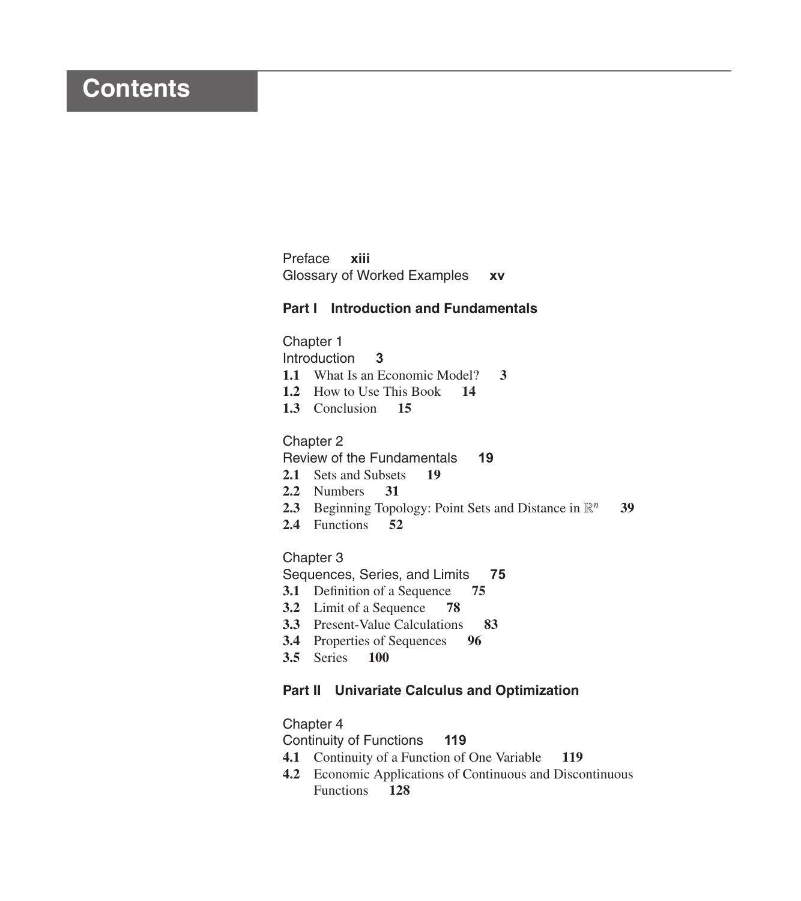# Contents

Preface **xiii**
Glossary of Worked Examples **xv**

## Part I Introduction and Fundamentals

### Chapter 1
### Introduction **3**

**1.1** What Is an Economic Model? **3**
**1.2** How to Use This Book **14**
**1.3** Conclusion **15**

### Chapter 2
### Review of the Fundamentals **19**

**2.1** Sets and Subsets **19**
**2.2** Numbers **31**
**2.3** Beginning Topology: Point Sets and Distance in $\mathbb{R}^n$ **39**
**2.4** Functions **52**

### Chapter 3
### Sequences, Series, and Limits **75**

**3.1** Definition of a Sequence **75**
**3.2** Limit of a Sequence **78**
**3.3** Present-Value Calculations **83**
**3.4** Properties of Sequences **96**
**3.5** Series **100**

## Part II Univariate Calculus and Optimization

### Chapter 4
### Continuity of Functions **119**

**4.1** Continuity of a Function of One Variable **119**
**4.2** Economic Applications of Continuous and Discontinuous Functions **128**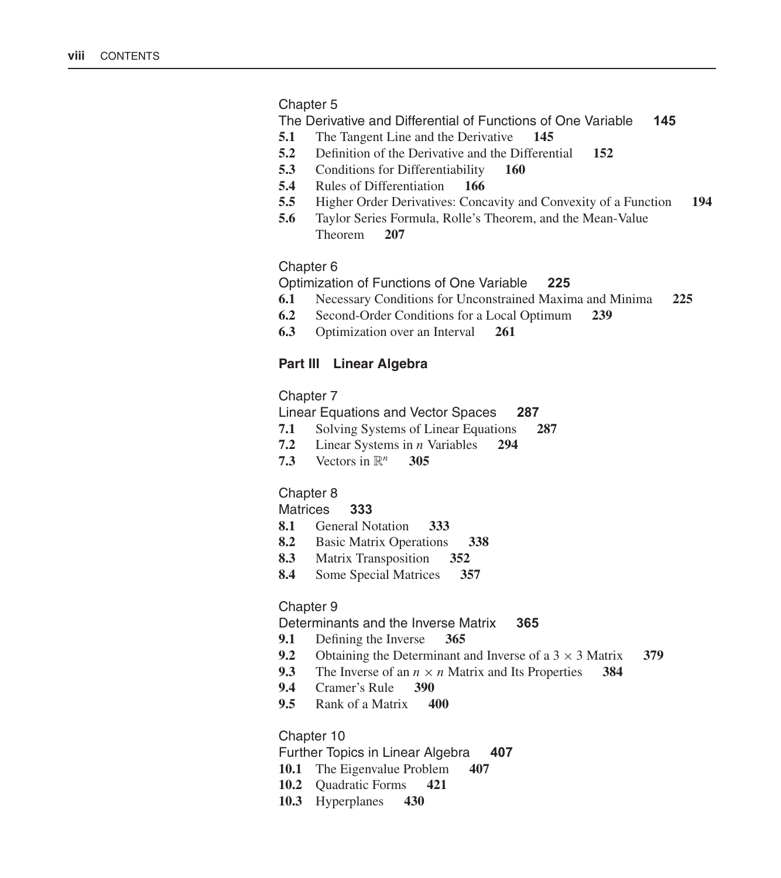Chapter 5

The Derivative and Differential of Functions of One Variable **145**

- **5.1** The Tangent Line and the Derivative **145**
- **5.2** Definition of the Derivative and the Differential **152**
- **5.3** Conditions for Differentiability **160**
- **5.4** Rules of Differentiation **166**
- **5.5** Higher Order Derivatives: Concavity and Convexity of a Function **194**
- **5.6** Taylor Series Formula, Rolle's Theorem, and the Mean-Value Theorem **207**

Chapter 6

Optimization of Functions of One Variable **225**

- **6.1** Necessary Conditions for Unconstrained Maxima and Minima **225**
- **6.2** Second-Order Conditions for a Local Optimum **239**
- **6.3** Optimization over an Interval **261**

## Part III Linear Algebra

Chapter 7

Linear Equations and Vector Spaces **287**

- **7.1** Solving Systems of Linear Equations **287**
- **7.2** Linear Systems in $n$ Variables **294**
- **7.3** Vectors in $\mathbb{R}^n$ **305**

Chapter 8

Matrices **333**

- **8.1** General Notation **333**
- **8.2** Basic Matrix Operations **338**
- **8.3** Matrix Transposition **352**
- **8.4** Some Special Matrices **357**

Chapter 9

Determinants and the Inverse Matrix **365**

- **9.1** Defining the Inverse **365**
- **9.2** Obtaining the Determinant and Inverse of a $3 \times 3$ Matrix **379**
- **9.3** The Inverse of an $n \times n$ Matrix and Its Properties **384**
- **9.4** Cramer's Rule **390**
- **9.5** Rank of a Matrix **400**

Chapter 10

Further Topics in Linear Algebra **407**

- **10.1** The Eigenvalue Problem **407**
- **10.2** Quadratic Forms **421**
- **10.3** Hyperplanes **430**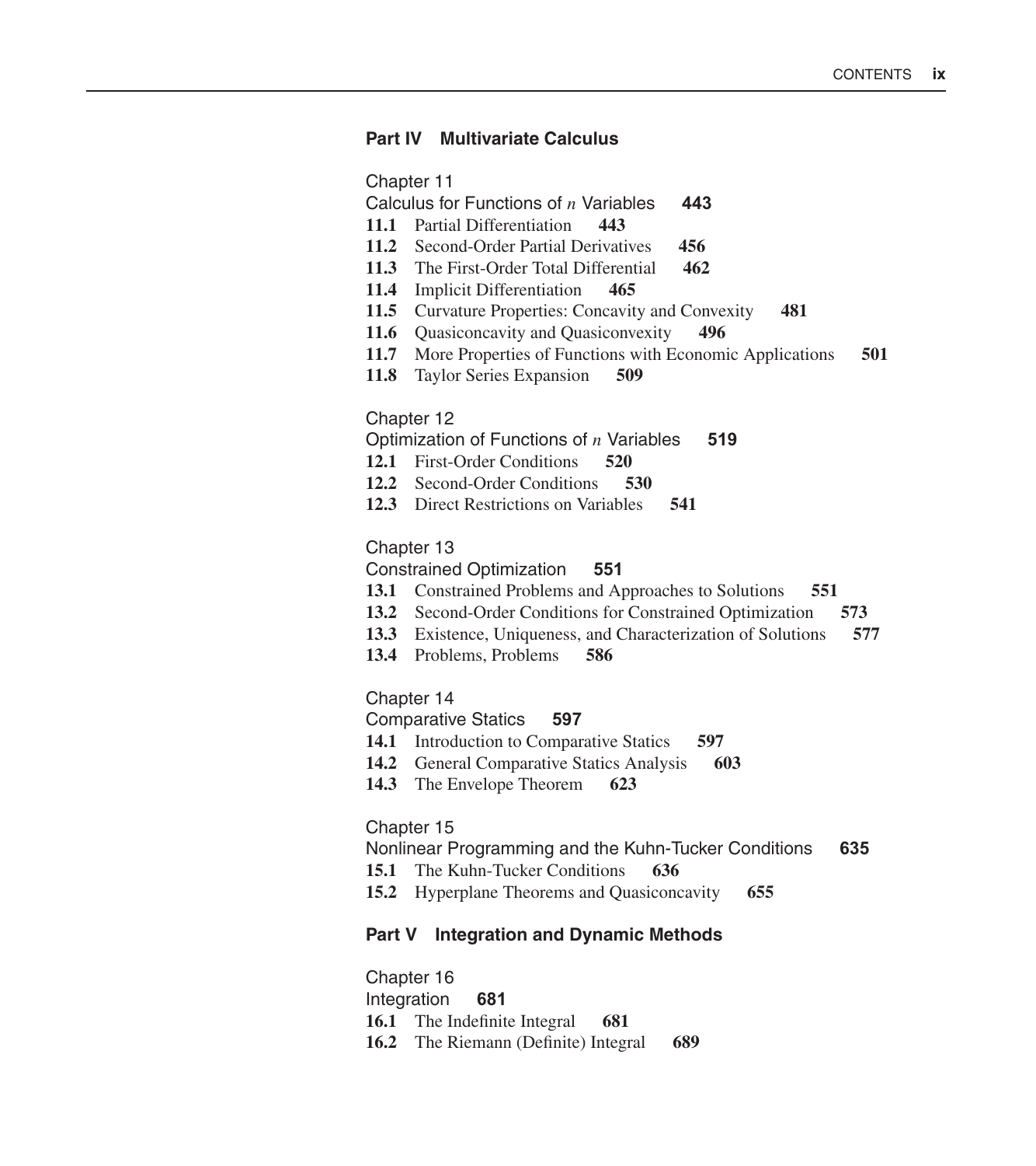## Part IV Multivariate Calculus

### Chapter 11
### Calculus for Functions of $n$ Variables **443**

**11.1** Partial Differentiation **443**
**11.2** Second-Order Partial Derivatives **456**
**11.3** The First-Order Total Differential **462**
**11.4** Implicit Differentiation **465**
**11.5** Curvature Properties: Concavity and Convexity **481**
**11.6** Quasiconcavity and Quasiconvexity **496**
**11.7** More Properties of Functions with Economic Applications **501**
**11.8** Taylor Series Expansion **509**

### Chapter 12
### Optimization of Functions of $n$ Variables **519**

**12.1** First-Order Conditions **520**
**12.2** Second-Order Conditions **530**
**12.3** Direct Restrictions on Variables **541**

### Chapter 13
### Constrained Optimization **551**

**13.1** Constrained Problems and Approaches to Solutions **551**
**13.2** Second-Order Conditions for Constrained Optimization **573**
**13.3** Existence, Uniqueness, and Characterization of Solutions **577**
**13.4** Problems, Problems **586**

### Chapter 14
### Comparative Statics **597**

**14.1** Introduction to Comparative Statics **597**
**14.2** General Comparative Statics Analysis **603**
**14.3** The Envelope Theorem **623**

### Chapter 15
### Nonlinear Programming and the Kuhn-Tucker Conditions **635**

**15.1** The Kuhn-Tucker Conditions **636**
**15.2** Hyperplane Theorems and Quasiconcavity **655**

## Part V Integration and Dynamic Methods

### Chapter 16
### Integration **681**

**16.1** The Indefinite Integral **681**
**16.2** The Riemann (Definite) Integral **689**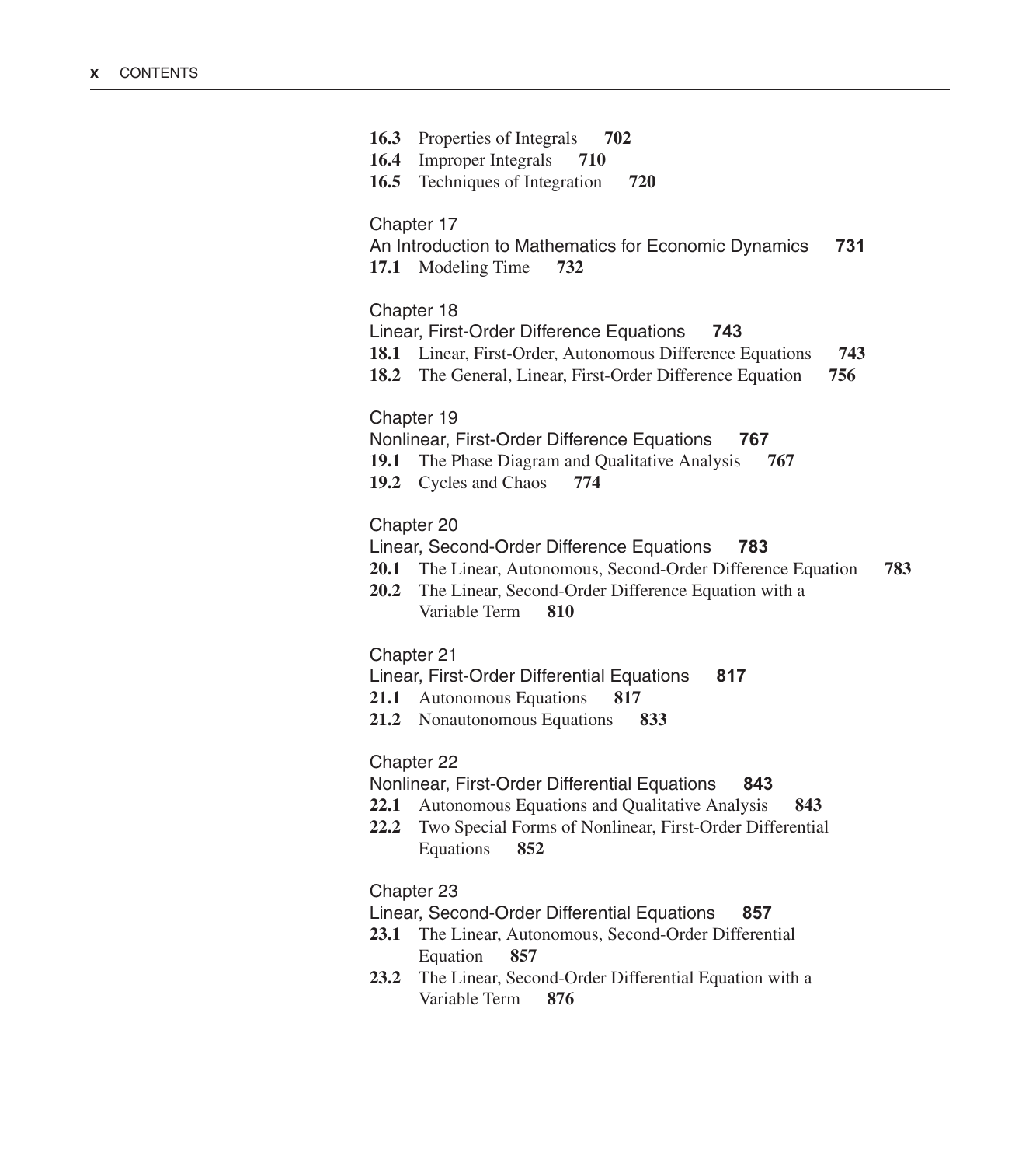**16.3** Properties of Integrals **702**
**16.4** Improper Integrals **710**
**16.5** Techniques of Integration **720**

## Chapter 17
## An Introduction to Mathematics for Economic Dynamics **731**

**17.1** Modeling Time **732**

## Chapter 18
## Linear, First-Order Difference Equations **743**

**18.1** Linear, First-Order, Autonomous Difference Equations **743**
**18.2** The General, Linear, First-Order Difference Equation **756**

## Chapter 19
## Nonlinear, First-Order Difference Equations **767**

**19.1** The Phase Diagram and Qualitative Analysis **767**
**19.2** Cycles and Chaos **774**

## Chapter 20
## Linear, Second-Order Difference Equations **783**

**20.1** The Linear, Autonomous, Second-Order Difference Equation **783**
**20.2** The Linear, Second-Order Difference Equation with a Variable Term **810**

## Chapter 21
## Linear, First-Order Differential Equations **817**

**21.1** Autonomous Equations **817**
**21.2** Nonautonomous Equations **833**

## Chapter 22
## Nonlinear, First-Order Differential Equations **843**

**22.1** Autonomous Equations and Qualitative Analysis **843**
**22.2** Two Special Forms of Nonlinear, First-Order Differential Equations **852**

## Chapter 23
## Linear, Second-Order Differential Equations **857**

**23.1** The Linear, Autonomous, Second-Order Differential Equation **857**
**23.2** The Linear, Second-Order Differential Equation with a Variable Term **876**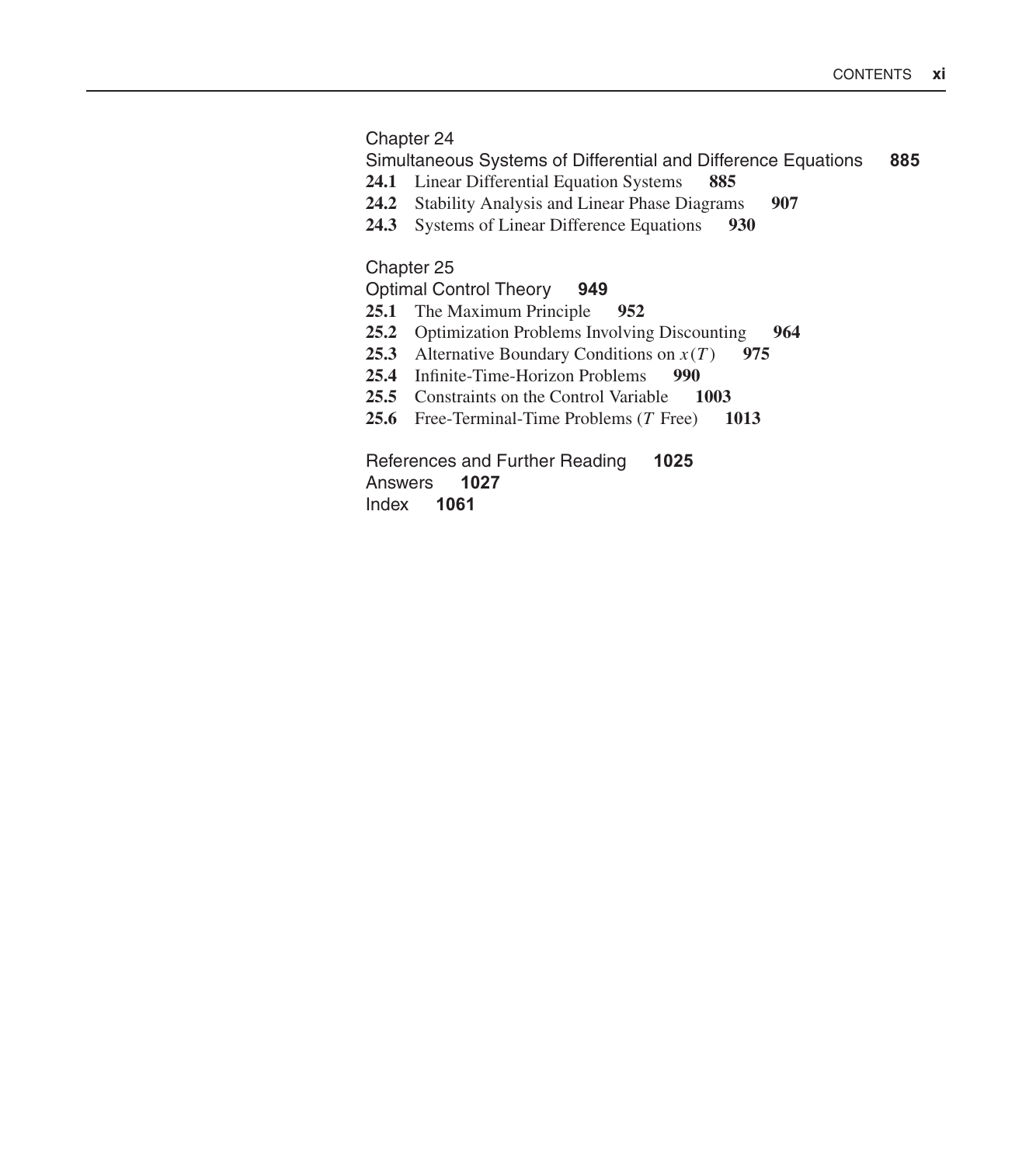Chapter 24

Simultaneous Systems of Differential and Difference Equations **885**

**24.1** Linear Differential Equation Systems **885**

**24.2** Stability Analysis and Linear Phase Diagrams **907**

**24.3** Systems of Linear Difference Equations **930**

Chapter 25

Optimal Control Theory **949**

**25.1** The Maximum Principle **952**

**25.2** Optimization Problems Involving Discounting **964**

**25.3** Alternative Boundary Conditions on $x(T)$ **975**

**25.4** Infinite-Time-Horizon Problems **990**

**25.5** Constraints on the Control Variable **1003**

**25.6** Free-Terminal-Time Problems ($T$ Free) **1013**

References and Further Reading **1025**

Answers **1027**

Index **1061**